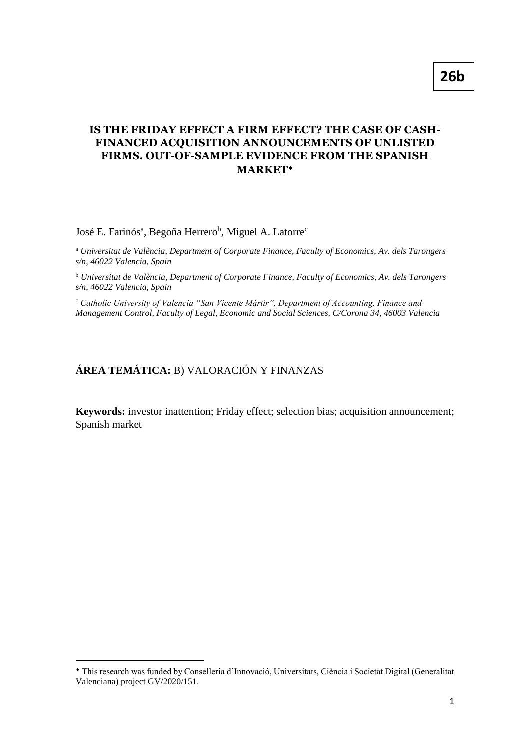**26b**

# IS THE FRIDAY EFFECT A FIRM EFFECT? THE CASE OF CASH-FINANCED ACQUISITION ANNOUNCEMENTS OF UNLISTED FIRMS. OUT-OF-SAMPLE EVIDENCE FROM THE SPANISH MARKET⬧

José E. Farinós[a], Begoña Herrero[b], Miguel A. Latorre[c]

[a] *Universitat de València, Department of Corporate Finance, Faculty of Economics, Av. dels Tarongers s/n, 46022 Valencia, Spain*

[b] *Universitat de València, Department of Corporate Finance, Faculty of Economics, Av. dels Tarongers s/n, 46022 Valencia, Spain*

[c] *Catholic University of Valencia "San Vicente Mártir", Department of Accounting, Finance and Management Control, Faculty of Legal, Economic and Social Sciences, C/Corona 34, 46003 Valencia*

**ÁREA TEMÁTICA:** B) VALORACIÓN Y FINANZAS

**Keywords:** investor inattention; Friday effect; selection bias; acquisition announcement; Spanish market

---

⬧ This research was funded by Conselleria d'Innovació, Universitats, Ciència i Societat Digital (Generalitat Valenciana) project GV/2020/151.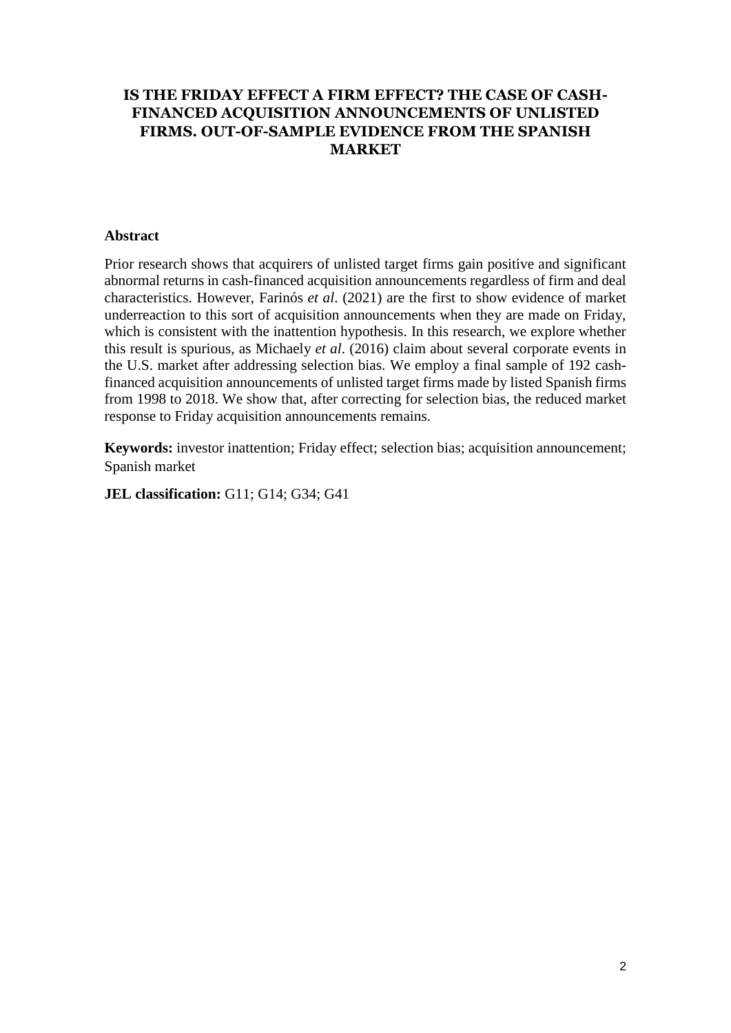# IS THE FRIDAY EFFECT A FIRM EFFECT? THE CASE OF CASH-FINANCED ACQUISITION ANNOUNCEMENTS OF UNLISTED FIRMS. OUT-OF-SAMPLE EVIDENCE FROM THE SPANISH MARKET

## Abstract

Prior research shows that acquirers of unlisted target firms gain positive and significant abnormal returns in cash-financed acquisition announcements regardless of firm and deal characteristics. However, Farinós *et al*. (2021) are the first to show evidence of market underreaction to this sort of acquisition announcements when they are made on Friday, which is consistent with the inattention hypothesis. In this research, we explore whether this result is spurious, as Michaely *et al*. (2016) claim about several corporate events in the U.S. market after addressing selection bias. We employ a final sample of 192 cash-financed acquisition announcements of unlisted target firms made by listed Spanish firms from 1998 to 2018. We show that, after correcting for selection bias, the reduced market response to Friday acquisition announcements remains.

**Keywords:** investor inattention; Friday effect; selection bias; acquisition announcement; Spanish market

**JEL classification:** G11; G14; G34; G41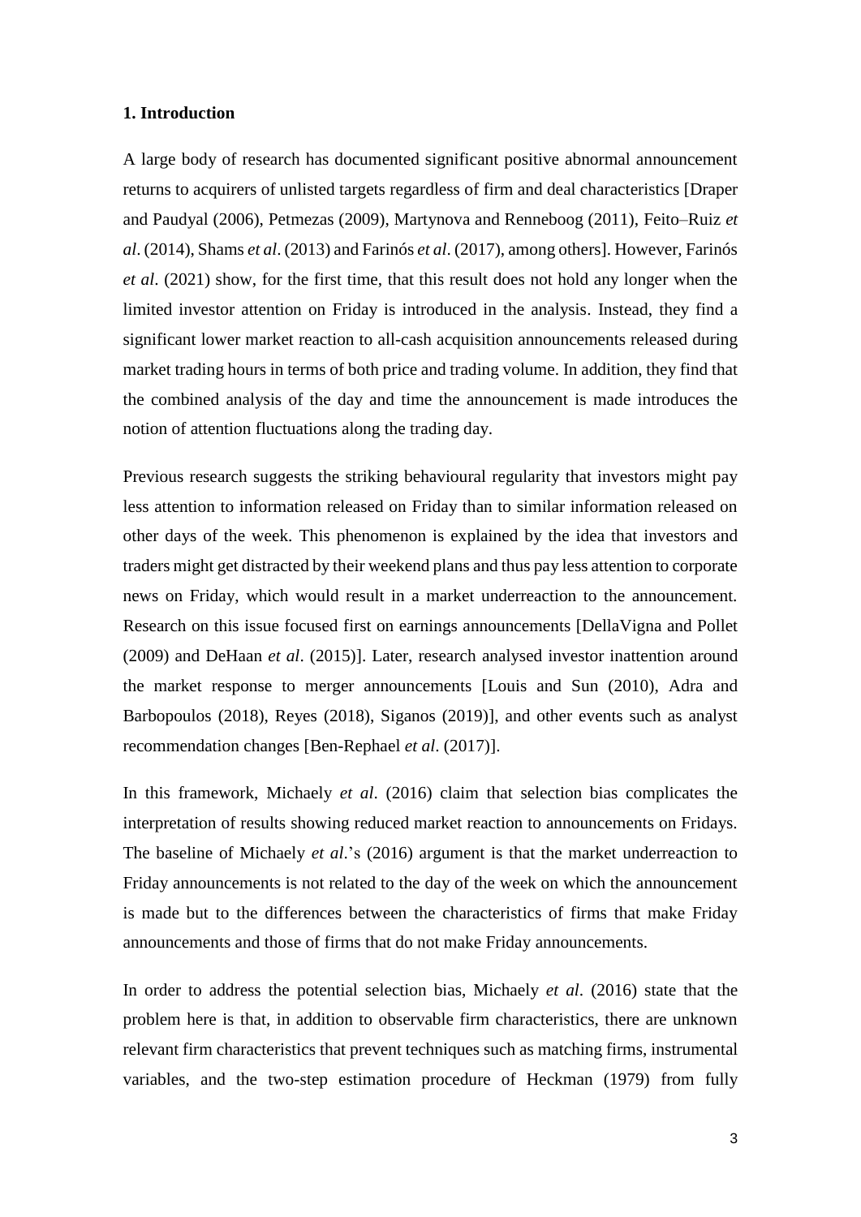## 1. Introduction

A large body of research has documented significant positive abnormal announcement returns to acquirers of unlisted targets regardless of firm and deal characteristics [Draper and Paudyal (2006), Petmezas (2009), Martynova and Renneboog (2011), Feito–Ruiz *et al*. (2014), Shams *et al*. (2013) and Farinós *et al*. (2017), among others]. However, Farinós *et al*. (2021) show, for the first time, that this result does not hold any longer when the limited investor attention on Friday is introduced in the analysis. Instead, they find a significant lower market reaction to all-cash acquisition announcements released during market trading hours in terms of both price and trading volume. In addition, they find that the combined analysis of the day and time the announcement is made introduces the notion of attention fluctuations along the trading day.

Previous research suggests the striking behavioural regularity that investors might pay less attention to information released on Friday than to similar information released on other days of the week. This phenomenon is explained by the idea that investors and traders might get distracted by their weekend plans and thus pay less attention to corporate news on Friday, which would result in a market underreaction to the announcement. Research on this issue focused first on earnings announcements [DellaVigna and Pollet (2009) and DeHaan *et al*. (2015)]. Later, research analysed investor inattention around the market response to merger announcements [Louis and Sun (2010), Adra and Barbopoulos (2018), Reyes (2018), Siganos (2019)], and other events such as analyst recommendation changes [Ben-Rephael *et al*. (2017)].

In this framework, Michaely *et al*. (2016) claim that selection bias complicates the interpretation of results showing reduced market reaction to announcements on Fridays. The baseline of Michaely *et al*.'s (2016) argument is that the market underreaction to Friday announcements is not related to the day of the week on which the announcement is made but to the differences between the characteristics of firms that make Friday announcements and those of firms that do not make Friday announcements.

In order to address the potential selection bias, Michaely *et al*. (2016) state that the problem here is that, in addition to observable firm characteristics, there are unknown relevant firm characteristics that prevent techniques such as matching firms, instrumental variables, and the two-step estimation procedure of Heckman (1979) from fully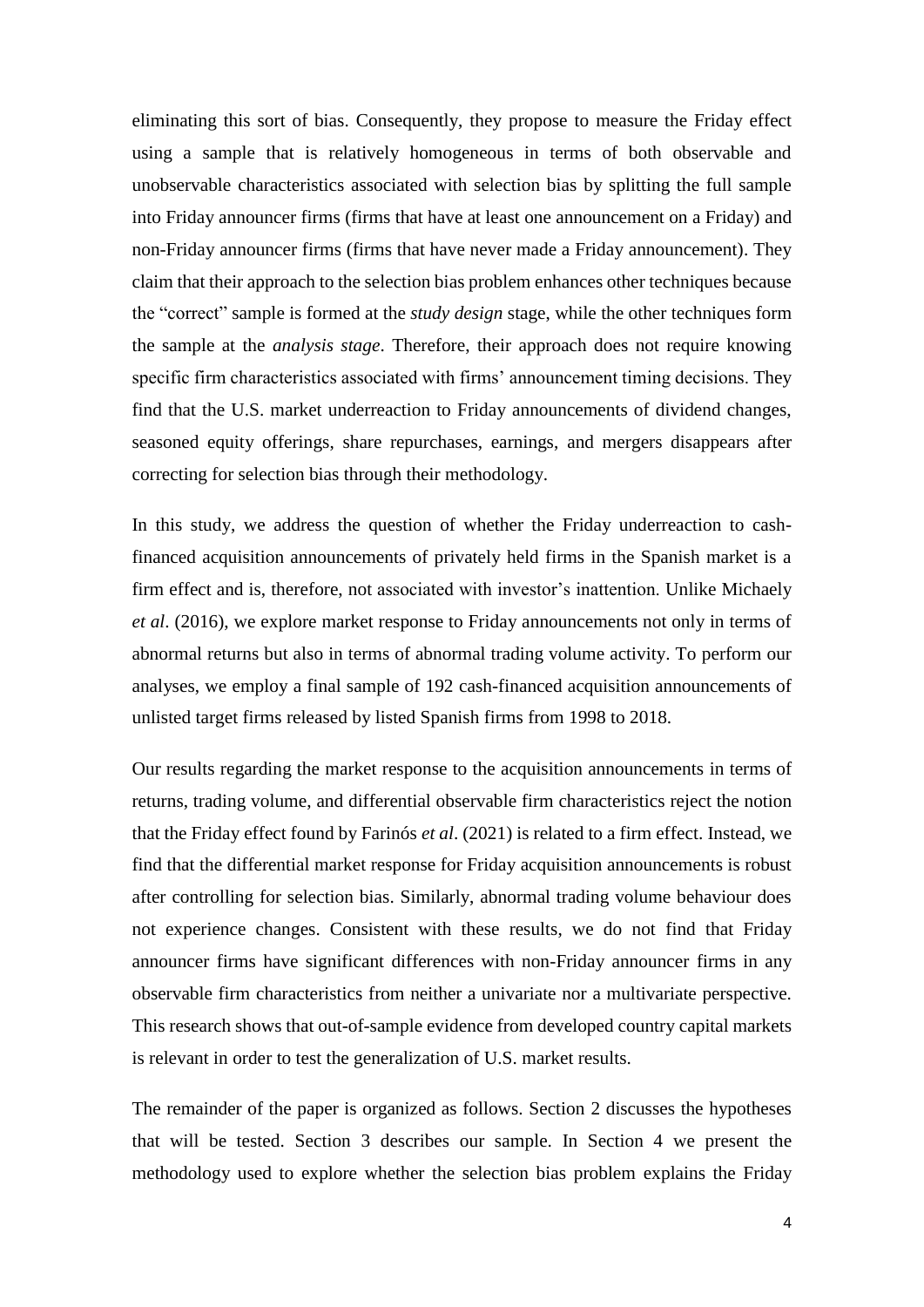eliminating this sort of bias. Consequently, they propose to measure the Friday effect using a sample that is relatively homogeneous in terms of both observable and unobservable characteristics associated with selection bias by splitting the full sample into Friday announcer firms (firms that have at least one announcement on a Friday) and non-Friday announcer firms (firms that have never made a Friday announcement). They claim that their approach to the selection bias problem enhances other techniques because the "correct" sample is formed at the *study design* stage, while the other techniques form the sample at the *analysis stage*. Therefore, their approach does not require knowing specific firm characteristics associated with firms' announcement timing decisions. They find that the U.S. market underreaction to Friday announcements of dividend changes, seasoned equity offerings, share repurchases, earnings, and mergers disappears after correcting for selection bias through their methodology.

In this study, we address the question of whether the Friday underreaction to cash-financed acquisition announcements of privately held firms in the Spanish market is a firm effect and is, therefore, not associated with investor's inattention. Unlike Michaely *et al*. (2016), we explore market response to Friday announcements not only in terms of abnormal returns but also in terms of abnormal trading volume activity. To perform our analyses, we employ a final sample of 192 cash-financed acquisition announcements of unlisted target firms released by listed Spanish firms from 1998 to 2018.

Our results regarding the market response to the acquisition announcements in terms of returns, trading volume, and differential observable firm characteristics reject the notion that the Friday effect found by Farinós *et al*. (2021) is related to a firm effect. Instead, we find that the differential market response for Friday acquisition announcements is robust after controlling for selection bias. Similarly, abnormal trading volume behaviour does not experience changes. Consistent with these results, we do not find that Friday announcer firms have significant differences with non-Friday announcer firms in any observable firm characteristics from neither a univariate nor a multivariate perspective. This research shows that out-of-sample evidence from developed country capital markets is relevant in order to test the generalization of U.S. market results.

The remainder of the paper is organized as follows. Section 2 discusses the hypotheses that will be tested. Section 3 describes our sample. In Section 4 we present the methodology used to explore whether the selection bias problem explains the Friday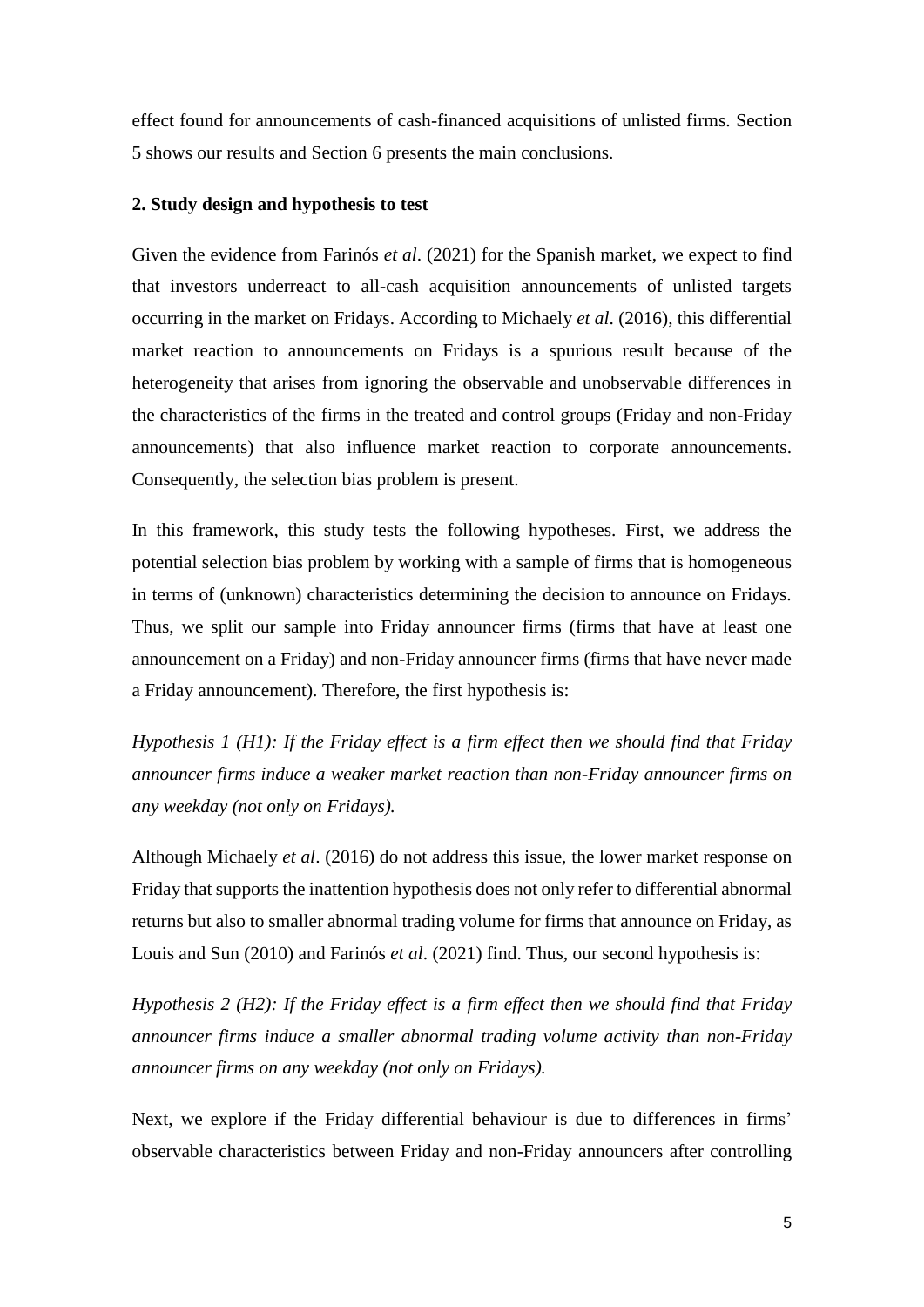effect found for announcements of cash-financed acquisitions of unlisted firms. Section 5 shows our results and Section 6 presents the main conclusions.

## 2. Study design and hypothesis to test

Given the evidence from Farinós *et al*. (2021) for the Spanish market, we expect to find that investors underreact to all-cash acquisition announcements of unlisted targets occurring in the market on Fridays. According to Michaely *et al*. (2016), this differential market reaction to announcements on Fridays is a spurious result because of the heterogeneity that arises from ignoring the observable and unobservable differences in the characteristics of the firms in the treated and control groups (Friday and non-Friday announcements) that also influence market reaction to corporate announcements. Consequently, the selection bias problem is present.

In this framework, this study tests the following hypotheses. First, we address the potential selection bias problem by working with a sample of firms that is homogeneous in terms of (unknown) characteristics determining the decision to announce on Fridays. Thus, we split our sample into Friday announcer firms (firms that have at least one announcement on a Friday) and non-Friday announcer firms (firms that have never made a Friday announcement). Therefore, the first hypothesis is:

*Hypothesis 1 (H1): If the Friday effect is a firm effect then we should find that Friday announcer firms induce a weaker market reaction than non-Friday announcer firms on any weekday (not only on Fridays).*

Although Michaely *et al*. (2016) do not address this issue, the lower market response on Friday that supports the inattention hypothesis does not only refer to differential abnormal returns but also to smaller abnormal trading volume for firms that announce on Friday, as Louis and Sun (2010) and Farinós *et al*. (2021) find. Thus, our second hypothesis is:

*Hypothesis 2 (H2): If the Friday effect is a firm effect then we should find that Friday announcer firms induce a smaller abnormal trading volume activity than non-Friday announcer firms on any weekday (not only on Fridays).*

Next, we explore if the Friday differential behaviour is due to differences in firms' observable characteristics between Friday and non-Friday announcers after controlling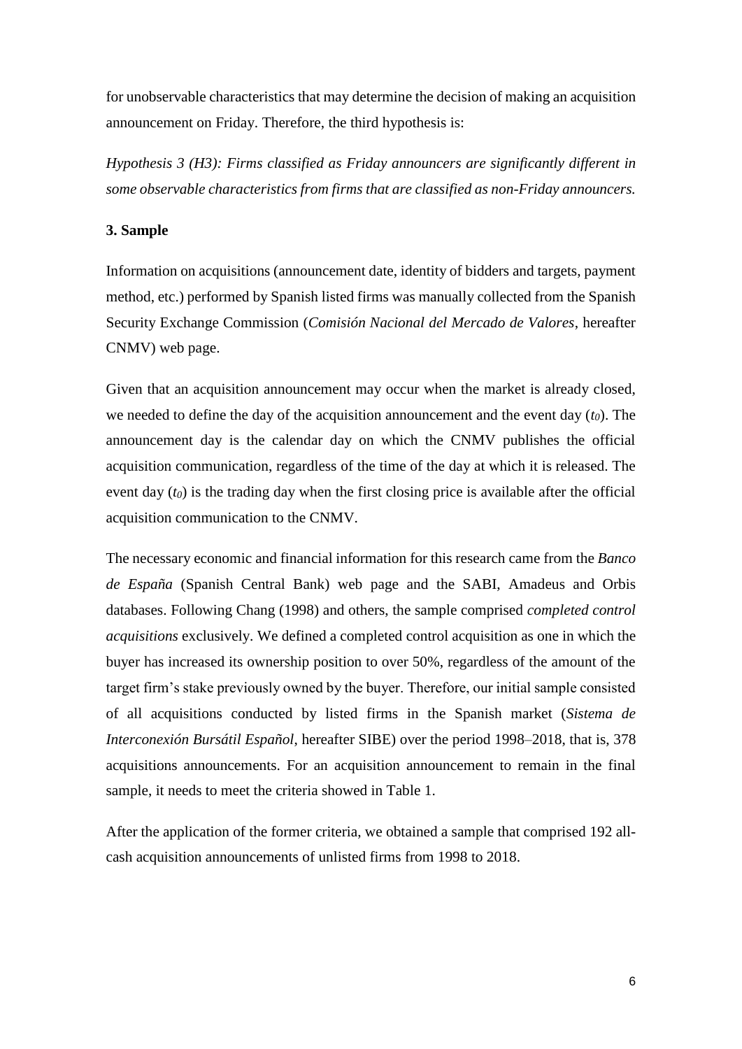for unobservable characteristics that may determine the decision of making an acquisition announcement on Friday. Therefore, the third hypothesis is:

*Hypothesis 3 (H3): Firms classified as Friday announcers are significantly different in some observable characteristics from firms that are classified as non-Friday announcers.*

### 3. Sample

Information on acquisitions (announcement date, identity of bidders and targets, payment method, etc.) performed by Spanish listed firms was manually collected from the Spanish Security Exchange Commission (*Comisión Nacional del Mercado de Valores*, hereafter CNMV) web page.

Given that an acquisition announcement may occur when the market is already closed, we needed to define the day of the acquisition announcement and the event day ($t_0$). The announcement day is the calendar day on which the CNMV publishes the official acquisition communication, regardless of the time of the day at which it is released. The event day ($t_0$) is the trading day when the first closing price is available after the official acquisition communication to the CNMV.

The necessary economic and financial information for this research came from the *Banco de España* (Spanish Central Bank) web page and the SABI, Amadeus and Orbis databases. Following Chang (1998) and others, the sample comprised *completed control acquisitions* exclusively. We defined a completed control acquisition as one in which the buyer has increased its ownership position to over 50%, regardless of the amount of the target firm's stake previously owned by the buyer. Therefore, our initial sample consisted of all acquisitions conducted by listed firms in the Spanish market (*Sistema de Interconexión Bursátil Español*, hereafter SIBE) over the period 1998–2018, that is, 378 acquisitions announcements. For an acquisition announcement to remain in the final sample, it needs to meet the criteria showed in Table 1.

After the application of the former criteria, we obtained a sample that comprised 192 all-cash acquisition announcements of unlisted firms from 1998 to 2018.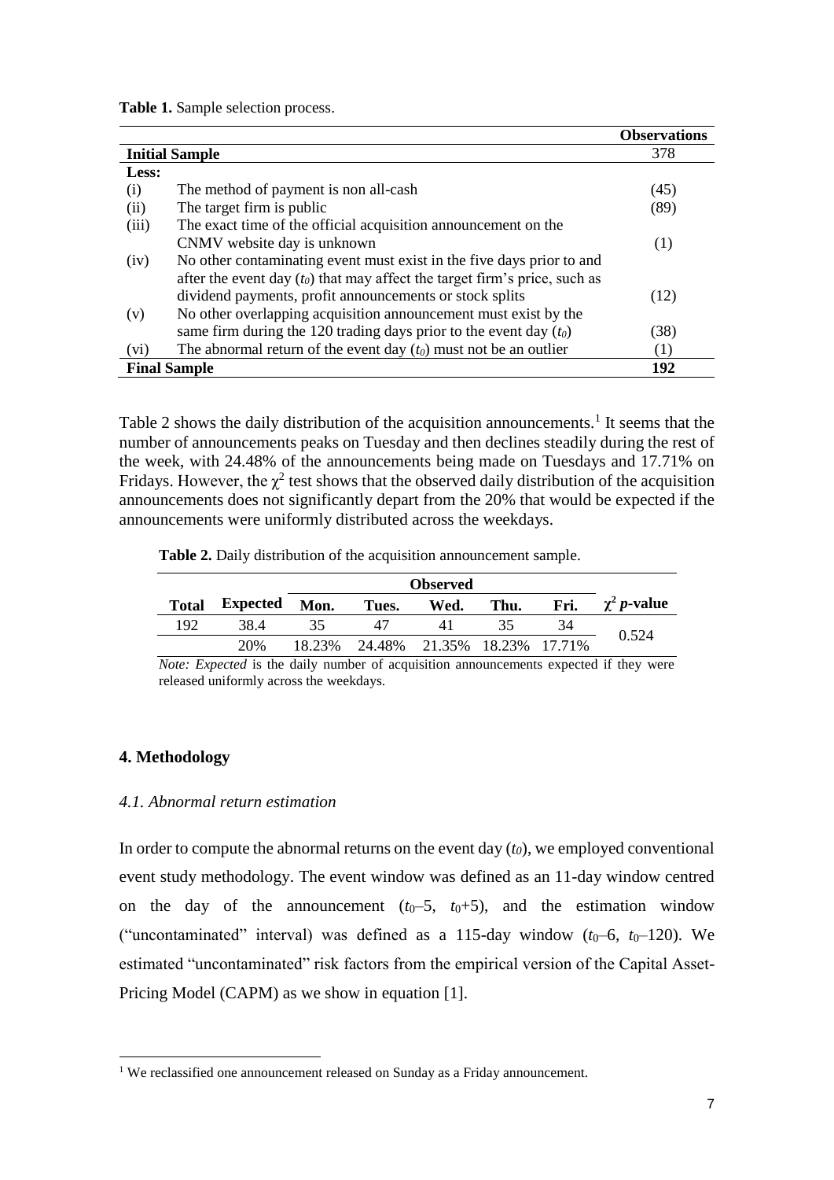**Table 1.** Sample selection process.

| | | Observations |
|---|---|---|
| **Initial Sample** | | 378 |
| **Less:** | | |
| (i) | The method of payment is non all-cash | (45) |
| (ii) | The target firm is public | (89) |
| (iii) | The exact time of the official acquisition announcement on the CNMV website day is unknown | (1) |
| (iv) | No other contaminating event must exist in the five days prior to and after the event day ($t_0$) that may affect the target firm's price, such as dividend payments, profit announcements or stock splits | (12) |
| (v) | No other overlapping acquisition announcement must exist by the same firm during the 120 trading days prior to the event day ($t_0$) | (38) |
| (vi) | The abnormal return of the event day ($t_0$) must not be an outlier | (1) |
| **Final Sample** | | **192** |

Table 2 shows the daily distribution of the acquisition announcements.[1] It seems that the number of announcements peaks on Tuesday and then declines steadily during the rest of the week, with 24.48% of the announcements being made on Tuesdays and 17.71% on Fridays. However, the $\chi^2$ test shows that the observed daily distribution of the acquisition announcements does not significantly depart from the 20% that would be expected if the announcements were uniformly distributed across the weekdays.

**Table 2.** Daily distribution of the acquisition announcement sample.

| | | Observed | | | | | |
|---|---|---|---|---|---|---|---|
| **Total** | **Expected** | **Mon.** | **Tues.** | **Wed.** | **Thu.** | **Fri.** | $\chi^2$ ***p*-value** |
| 192 | 38.4 | 35 | 47 | 41 | 35 | 34 | 0.524 |
| | 20% | 18.23% | 24.48% | 21.35% | 18.23% | 17.71% | |

*Note: Expected* is the daily number of acquisition announcements expected if they were released uniformly across the weekdays.

## 4. Methodology

### *4.1. Abnormal return estimation*

In order to compute the abnormal returns on the event day ($t_0$), we employed conventional event study methodology. The event window was defined as an 11-day window centred on the day of the announcement ($t_0$–5, $t_0$+5), and the estimation window ("uncontaminated" interval) was defined as a 115-day window ($t_0$–6, $t_0$–120). We estimated "uncontaminated" risk factors from the empirical version of the Capital Asset-Pricing Model (CAPM) as we show in equation [1].

[1] We reclassified one announcement released on Sunday as a Friday announcement.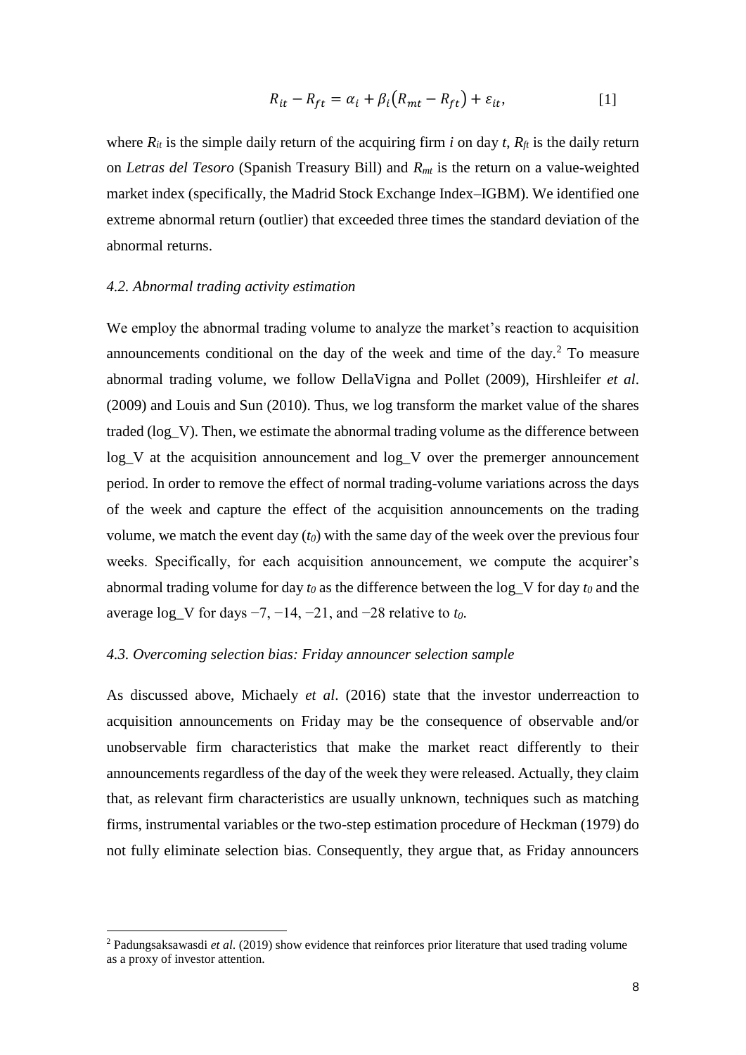$$R_{it} - R_{ft} = \alpha_i + \beta_i(R_{mt} - R_{ft}) + \varepsilon_{it}, \qquad [1]$$

where $R_{it}$ is the simple daily return of the acquiring firm $i$ on day $t$, $R_{ft}$ is the daily return on *Letras del Tesoro* (Spanish Treasury Bill) and $R_{mt}$ is the return on a value-weighted market index (specifically, the Madrid Stock Exchange Index–IGBM). We identified one extreme abnormal return (outlier) that exceeded three times the standard deviation of the abnormal returns.

### *4.2. Abnormal trading activity estimation*

We employ the abnormal trading volume to analyze the market's reaction to acquisition announcements conditional on the day of the week and time of the day.[2] To measure abnormal trading volume, we follow DellaVigna and Pollet (2009), Hirshleifer *et al*. (2009) and Louis and Sun (2010). Thus, we log transform the market value of the shares traded (log_V). Then, we estimate the abnormal trading volume as the difference between log_V at the acquisition announcement and log_V over the premerger announcement period. In order to remove the effect of normal trading-volume variations across the days of the week and capture the effect of the acquisition announcements on the trading volume, we match the event day ($t_0$) with the same day of the week over the previous four weeks. Specifically, for each acquisition announcement, we compute the acquirer's abnormal trading volume for day $t_0$ as the difference between the log_V for day $t_0$ and the average log_V for days −7, −14, −21, and −28 relative to $t_0$.

### *4.3. Overcoming selection bias: Friday announcer selection sample*

As discussed above, Michaely *et al*. (2016) state that the investor underreaction to acquisition announcements on Friday may be the consequence of observable and/or unobservable firm characteristics that make the market react differently to their announcements regardless of the day of the week they were released. Actually, they claim that, as relevant firm characteristics are usually unknown, techniques such as matching firms, instrumental variables or the two-step estimation procedure of Heckman (1979) do not fully eliminate selection bias. Consequently, they argue that, as Friday announcers

---

[2] Padungsaksawasdi *et al*. (2019) show evidence that reinforces prior literature that used trading volume as a proxy of investor attention.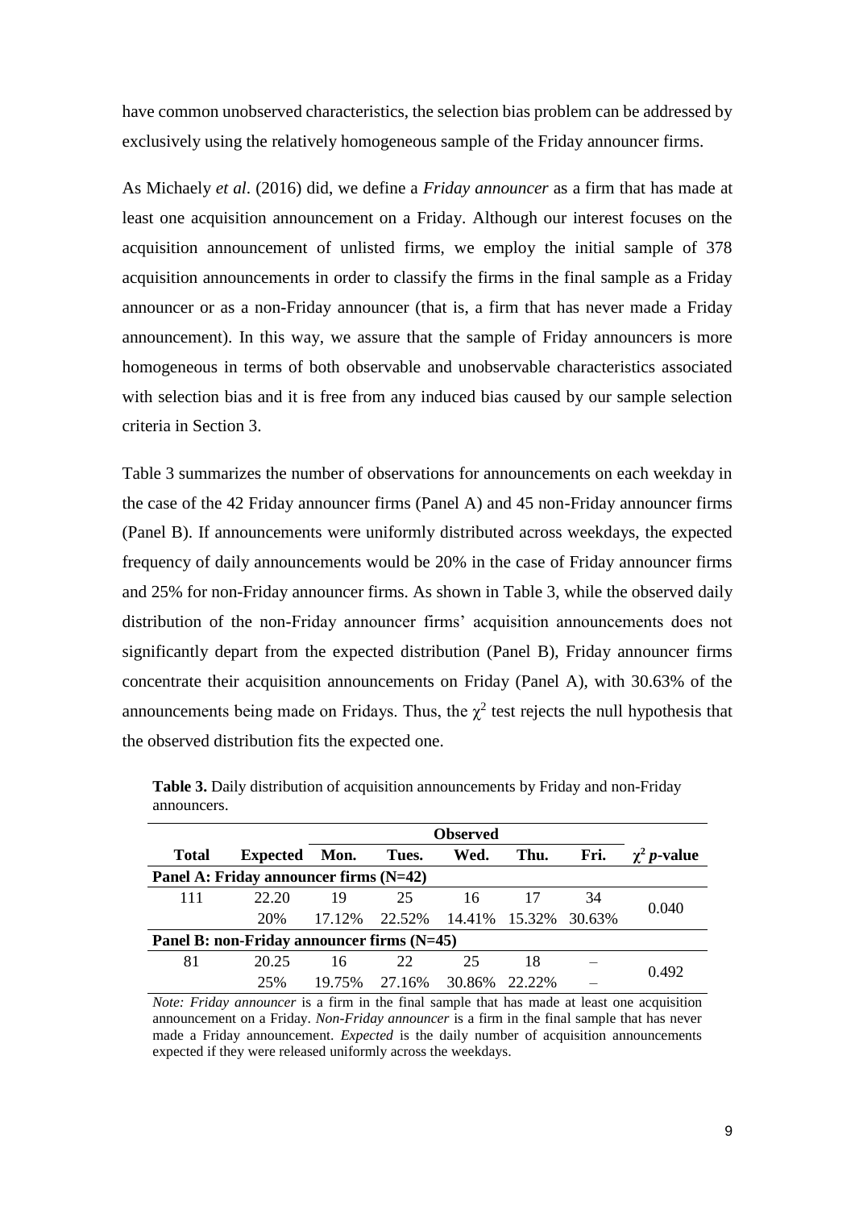have common unobserved characteristics, the selection bias problem can be addressed by exclusively using the relatively homogeneous sample of the Friday announcer firms.

As Michaely *et al*. (2016) did, we define a *Friday announcer* as a firm that has made at least one acquisition announcement on a Friday. Although our interest focuses on the acquisition announcement of unlisted firms, we employ the initial sample of 378 acquisition announcements in order to classify the firms in the final sample as a Friday announcer or as a non-Friday announcer (that is, a firm that has never made a Friday announcement). In this way, we assure that the sample of Friday announcers is more homogeneous in terms of both observable and unobservable characteristics associated with selection bias and it is free from any induced bias caused by our sample selection criteria in Section 3.

Table 3 summarizes the number of observations for announcements on each weekday in the case of the 42 Friday announcer firms (Panel A) and 45 non-Friday announcer firms (Panel B). If announcements were uniformly distributed across weekdays, the expected frequency of daily announcements would be 20% in the case of Friday announcer firms and 25% for non-Friday announcer firms. As shown in Table 3, while the observed daily distribution of the non-Friday announcer firms' acquisition announcements does not significantly depart from the expected distribution (Panel B), Friday announcer firms concentrate their acquisition announcements on Friday (Panel A), with 30.63% of the announcements being made on Fridays. Thus, the $\chi^2$ test rejects the null hypothesis that the observed distribution fits the expected one.

**Table 3.** Daily distribution of acquisition announcements by Friday and non-Friday announcers.

| | | Observed | | | | | |
|---|---|---|---|---|---|---|---|
| **Total** | **Expected** | **Mon.** | **Tues.** | **Wed.** | **Thu.** | **Fri.** | **$\chi^2$ *p*-value** |
| **Panel A: Friday announcer firms (N=42)** | | | | | | | |
| 111 | 22.20 | 19 | 25 | 16 | 17 | 34 | 0.040 |
| | 20% | 17.12% | 22.52% | 14.41% | 15.32% | 30.63% | |
| **Panel B: non-Friday announcer firms (N=45)** | | | | | | | |
| 81 | 20.25 | 16 | 22 | 25 | 18 | – | 0.492 |
| | 25% | 19.75% | 27.16% | 30.86% | 22.22% | – | |

*Note: Friday announcer* is a firm in the final sample that has made at least one acquisition announcement on a Friday. *Non-Friday announcer* is a firm in the final sample that has never made a Friday announcement. *Expected* is the daily number of acquisition announcements expected if they were released uniformly across the weekdays.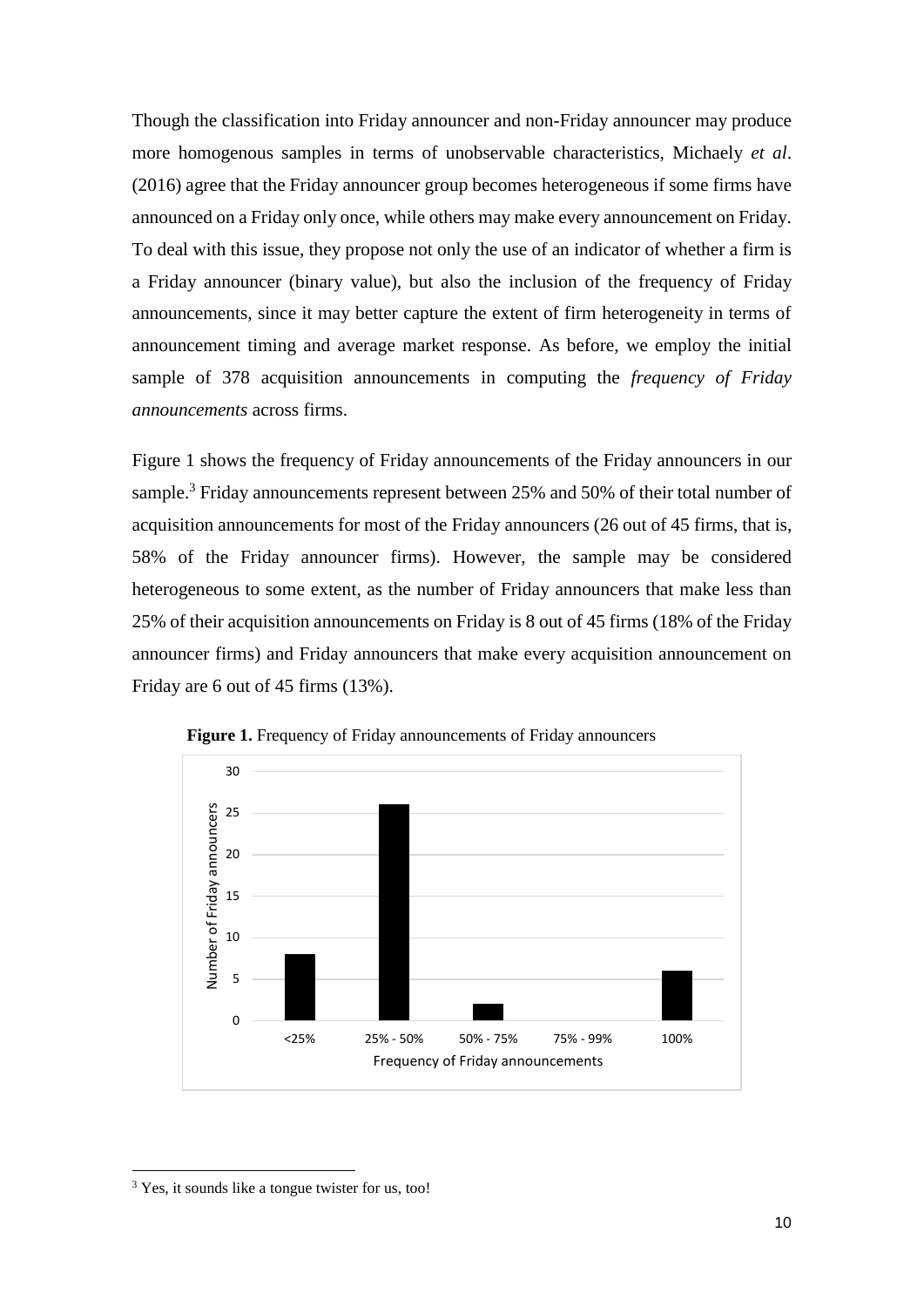Though the classification into Friday announcer and non-Friday announcer may produce more homogenous samples in terms of unobservable characteristics, Michaely *et al*. (2016) agree that the Friday announcer group becomes heterogeneous if some firms have announced on a Friday only once, while others may make every announcement on Friday. To deal with this issue, they propose not only the use of an indicator of whether a firm is a Friday announcer (binary value), but also the inclusion of the frequency of Friday announcements, since it may better capture the extent of firm heterogeneity in terms of announcement timing and average market response. As before, we employ the initial sample of 378 acquisition announcements in computing the *frequency of Friday announcements* across firms.

Figure 1 shows the frequency of Friday announcements of the Friday announcers in our sample.[3] Friday announcements represent between 25% and 50% of their total number of acquisition announcements for most of the Friday announcers (26 out of 45 firms, that is, 58% of the Friday announcer firms). However, the sample may be considered heterogeneous to some extent, as the number of Friday announcers that make less than 25% of their acquisition announcements on Friday is 8 out of 45 firms (18% of the Friday announcer firms) and Friday announcers that make every acquisition announcement on Friday are 6 out of 45 firms (13%).

**Figure 1.** Frequency of Friday announcements of Friday announcers

| Frequency of Friday announcements | Number of Friday announcers |
|---|---|
| <25% | 8 |
| 25% - 50% | 26 |
| 50% - 75% | 2 |
| 75% - 99% | 0 |
| 100% | 6 |

[3] Yes, it sounds like a tongue twister for us, too!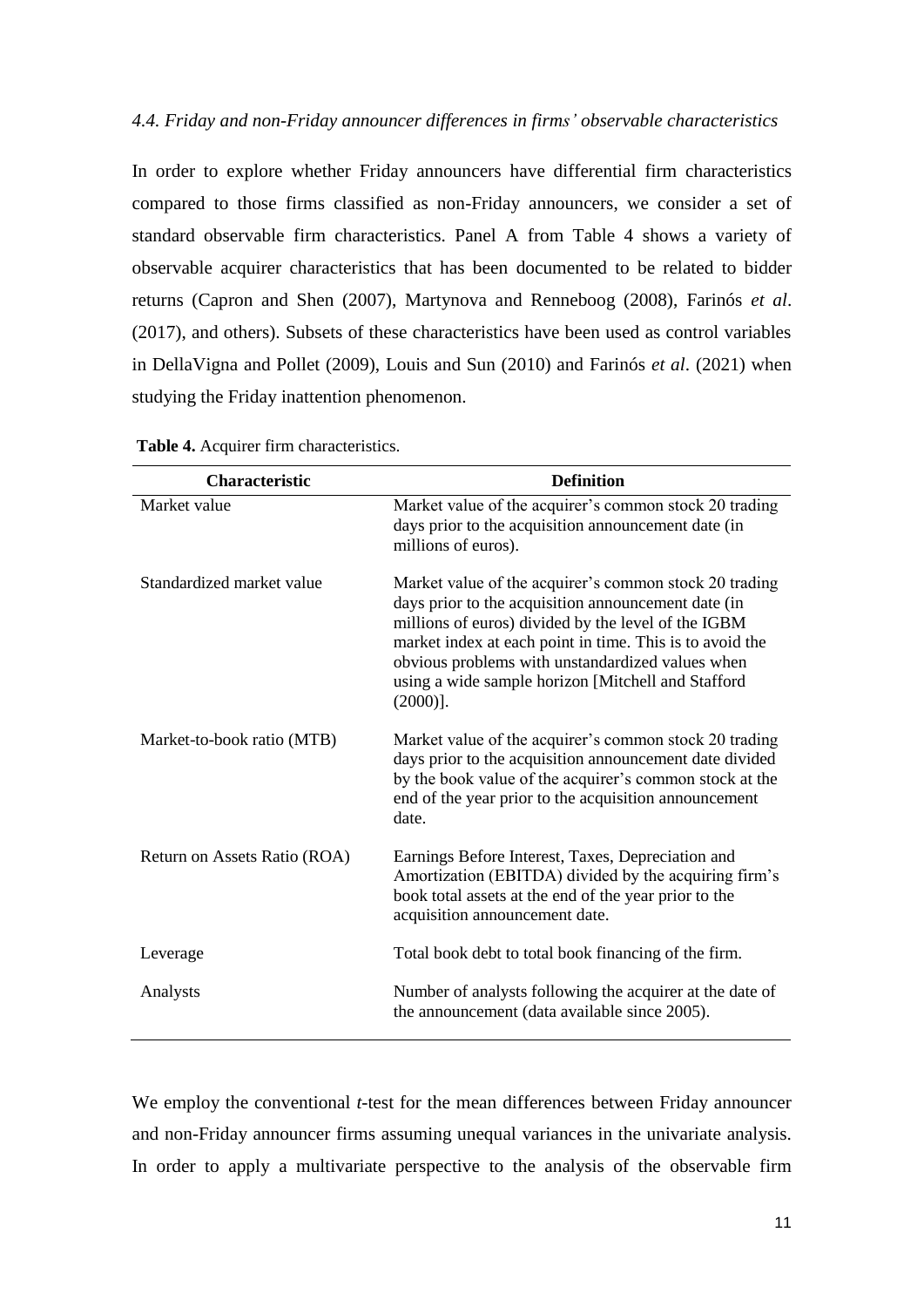### *4.4. Friday and non-Friday announcer differences in firms' observable characteristics*

In order to explore whether Friday announcers have differential firm characteristics compared to those firms classified as non-Friday announcers, we consider a set of standard observable firm characteristics. Panel A from Table 4 shows a variety of observable acquirer characteristics that has been documented to be related to bidder returns (Capron and Shen (2007), Martynova and Renneboog (2008), Farinós *et al*. (2017), and others). Subsets of these characteristics have been used as control variables in DellaVigna and Pollet (2009), Louis and Sun (2010) and Farinós *et al*. (2021) when studying the Friday inattention phenomenon.

**Table 4.** Acquirer firm characteristics.

| Characteristic | Definition |
|---|---|
| Market value | Market value of the acquirer's common stock 20 trading days prior to the acquisition announcement date (in millions of euros). |
| Standardized market value | Market value of the acquirer's common stock 20 trading days prior to the acquisition announcement date (in millions of euros) divided by the level of the IGBM market index at each point in time. This is to avoid the obvious problems with unstandardized values when using a wide sample horizon [Mitchell and Stafford (2000)]. |
| Market-to-book ratio (MTB) | Market value of the acquirer's common stock 20 trading days prior to the acquisition announcement date divided by the book value of the acquirer's common stock at the end of the year prior to the acquisition announcement date. |
| Return on Assets Ratio (ROA) | Earnings Before Interest, Taxes, Depreciation and Amortization (EBITDA) divided by the acquiring firm's book total assets at the end of the year prior to the acquisition announcement date. |
| Leverage | Total book debt to total book financing of the firm. |
| Analysts | Number of analysts following the acquirer at the date of the announcement (data available since 2005). |

We employ the conventional *t*-test for the mean differences between Friday announcer and non-Friday announcer firms assuming unequal variances in the univariate analysis. In order to apply a multivariate perspective to the analysis of the observable firm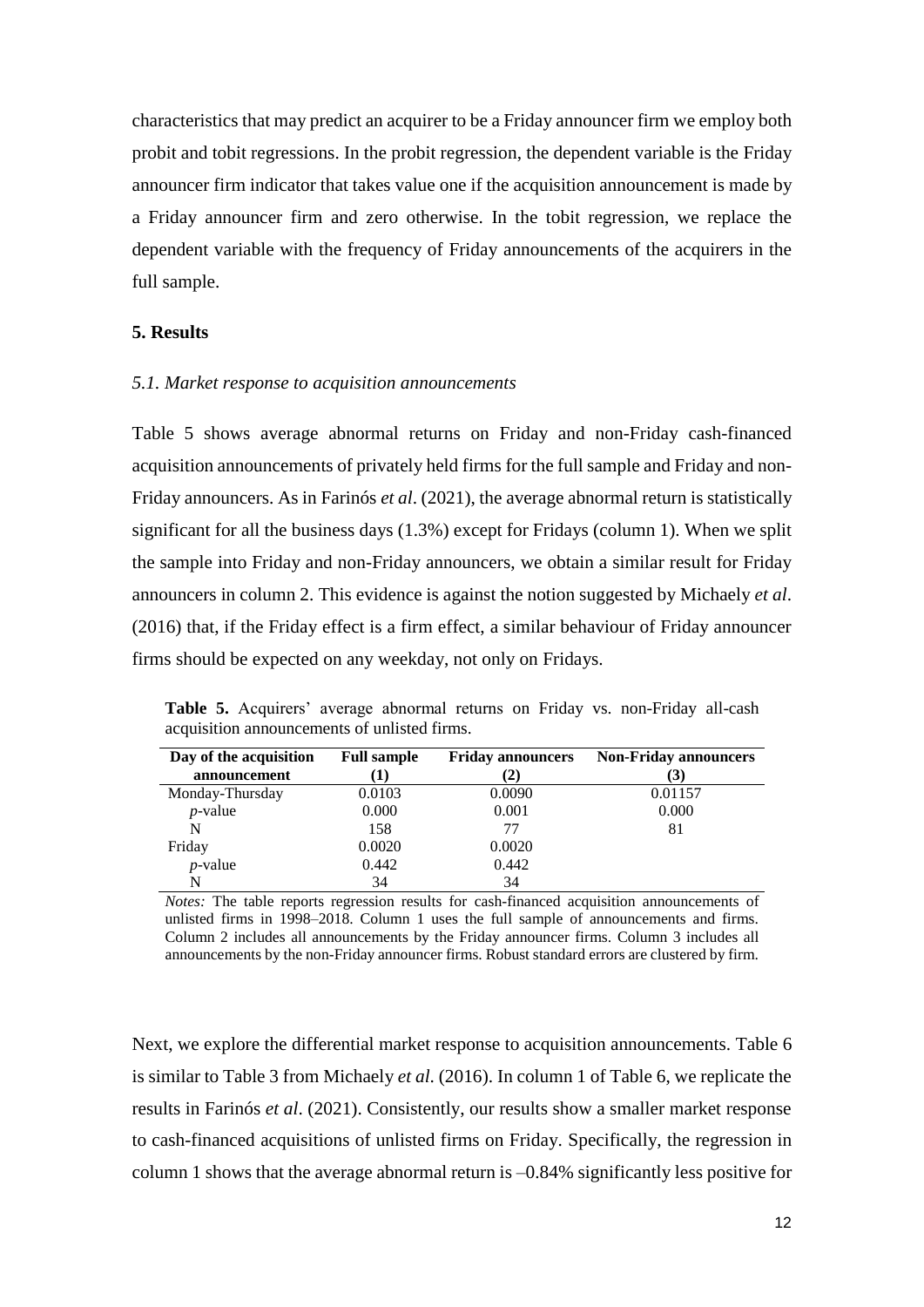characteristics that may predict an acquirer to be a Friday announcer firm we employ both probit and tobit regressions. In the probit regression, the dependent variable is the Friday announcer firm indicator that takes value one if the acquisition announcement is made by a Friday announcer firm and zero otherwise. In the tobit regression, we replace the dependent variable with the frequency of Friday announcements of the acquirers in the full sample.

## 5. Results

### *5.1. Market response to acquisition announcements*

Table 5 shows average abnormal returns on Friday and non-Friday cash-financed acquisition announcements of privately held firms for the full sample and Friday and non-Friday announcers. As in Farinós *et al*. (2021), the average abnormal return is statistically significant for all the business days (1.3%) except for Fridays (column 1). When we split the sample into Friday and non-Friday announcers, we obtain a similar result for Friday announcers in column 2. This evidence is against the notion suggested by Michaely *et al*. (2016) that, if the Friday effect is a firm effect, a similar behaviour of Friday announcer firms should be expected on any weekday, not only on Fridays.

**Table 5.** Acquirers' average abnormal returns on Friday vs. non-Friday all-cash acquisition announcements of unlisted firms.

| Day of the acquisition announcement | Full sample (1) | Friday announcers (2) | Non-Friday announcers (3) |
|---|---|---|---|
| Monday-Thursday | 0.0103 | 0.0090 | 0.01157 |
| *p*-value | 0.000 | 0.001 | 0.000 |
| N | 158 | 77 | 81 |
| Friday | 0.0020 | 0.0020 | |
| *p*-value | 0.442 | 0.442 | |
| N | 34 | 34 | |

*Notes:* The table reports regression results for cash-financed acquisition announcements of unlisted firms in 1998–2018. Column 1 uses the full sample of announcements and firms. Column 2 includes all announcements by the Friday announcer firms. Column 3 includes all announcements by the non-Friday announcer firms. Robust standard errors are clustered by firm.

Next, we explore the differential market response to acquisition announcements. Table 6 is similar to Table 3 from Michaely *et al*. (2016). In column 1 of Table 6, we replicate the results in Farinós *et al*. (2021). Consistently, our results show a smaller market response to cash-financed acquisitions of unlisted firms on Friday. Specifically, the regression in column 1 shows that the average abnormal return is –0.84% significantly less positive for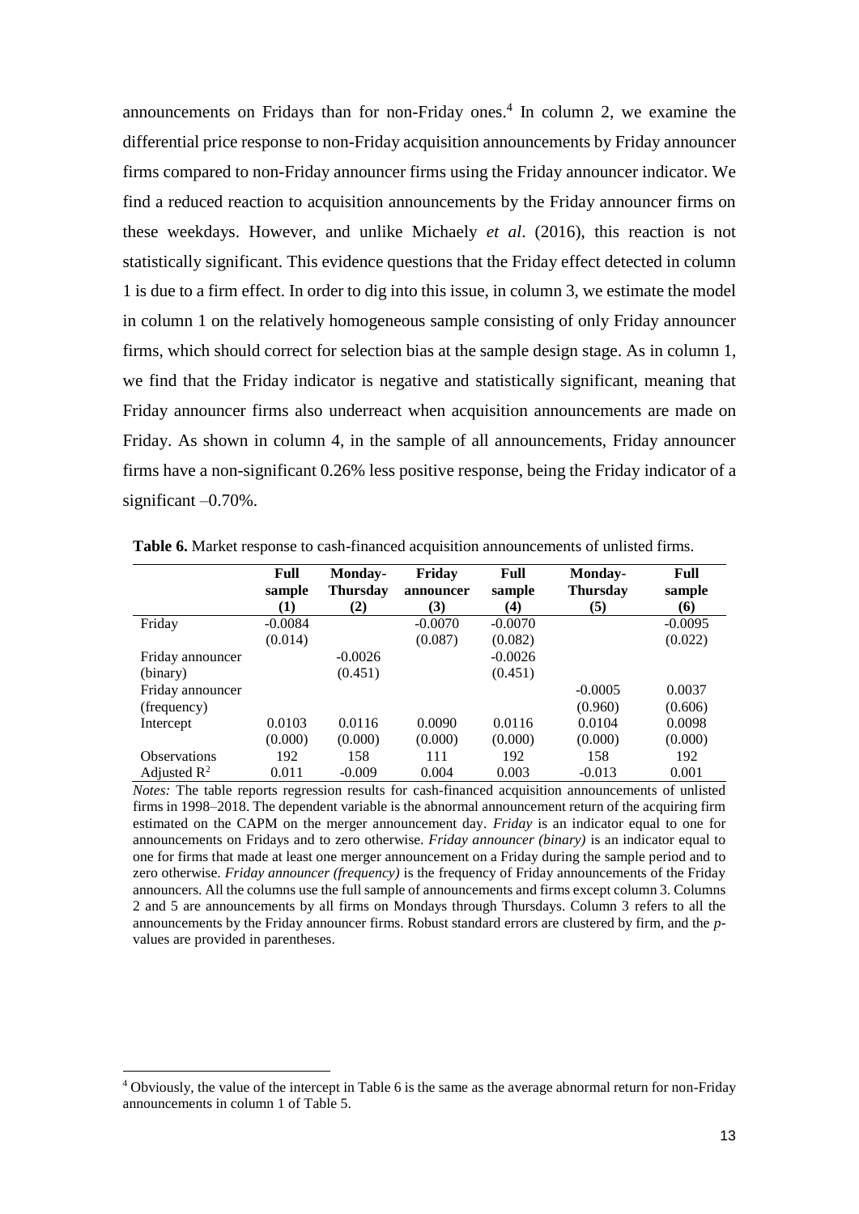announcements on Fridays than for non-Friday ones.[4] In column 2, we examine the differential price response to non-Friday acquisition announcements by Friday announcer firms compared to non-Friday announcer firms using the Friday announcer indicator. We find a reduced reaction to acquisition announcements by the Friday announcer firms on these weekdays. However, and unlike Michaely *et al*. (2016), this reaction is not statistically significant. This evidence questions that the Friday effect detected in column 1 is due to a firm effect. In order to dig into this issue, in column 3, we estimate the model in column 1 on the relatively homogeneous sample consisting of only Friday announcer firms, which should correct for selection bias at the sample design stage. As in column 1, we find that the Friday indicator is negative and statistically significant, meaning that Friday announcer firms also underreact when acquisition announcements are made on Friday. As shown in column 4, in the sample of all announcements, Friday announcer firms have a non-significant 0.26% less positive response, being the Friday indicator of a significant –0.70%.

**Table 6.** Market response to cash-financed acquisition announcements of unlisted firms.

| | Full sample (1) | Monday-Thursday (2) | Friday announcer (3) | Full sample (4) | Monday-Thursday (5) | Full sample (6) |
|---|---|---|---|---|---|---|
| Friday | -0.0084 | | -0.0070 | -0.0070 | | -0.0095 |
| | (0.014) | | (0.087) | (0.082) | | (0.022) |
| Friday announcer (binary) | | -0.0026 | | -0.0026 | | |
| | | (0.451) | | (0.451) | | |
| Friday announcer (frequency) | | | | | -0.0005 | 0.0037 |
| | | | | | (0.960) | (0.606) |
| Intercept | 0.0103 | 0.0116 | 0.0090 | 0.0116 | 0.0104 | 0.0098 |
| | (0.000) | (0.000) | (0.000) | (0.000) | (0.000) | (0.000) |
| Observations | 192 | 158 | 111 | 192 | 158 | 192 |
| Adjusted $R^2$ | 0.011 | -0.009 | 0.004 | 0.003 | -0.013 | 0.001 |

*Notes:* The table reports regression results for cash-financed acquisition announcements of unlisted firms in 1998–2018. The dependent variable is the abnormal announcement return of the acquiring firm estimated on the CAPM on the merger announcement day. *Friday* is an indicator equal to one for announcements on Fridays and to zero otherwise. *Friday announcer (binary)* is an indicator equal to one for firms that made at least one merger announcement on a Friday during the sample period and to zero otherwise. *Friday announcer (frequency)* is the frequency of Friday announcements of the Friday announcers. All the columns use the full sample of announcements and firms except column 3. Columns 2 and 5 are announcements by all firms on Mondays through Thursdays. Column 3 refers to all the announcements by the Friday announcer firms. Robust standard errors are clustered by firm, and the *p*-values are provided in parentheses.

[4] Obviously, the value of the intercept in Table 6 is the same as the average abnormal return for non-Friday announcements in column 1 of Table 5.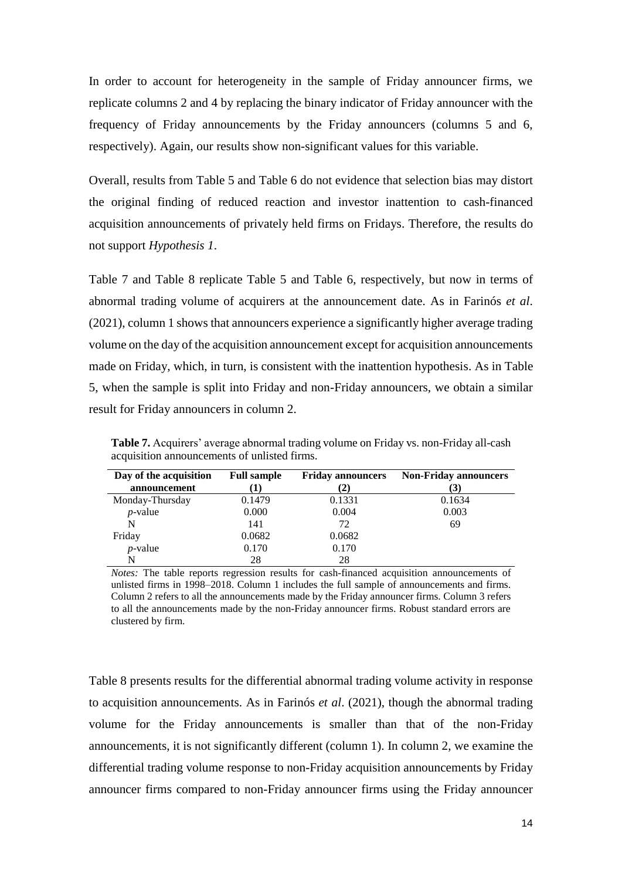In order to account for heterogeneity in the sample of Friday announcer firms, we replicate columns 2 and 4 by replacing the binary indicator of Friday announcer with the frequency of Friday announcements by the Friday announcers (columns 5 and 6, respectively). Again, our results show non-significant values for this variable.

Overall, results from Table 5 and Table 6 do not evidence that selection bias may distort the original finding of reduced reaction and investor inattention to cash-financed acquisition announcements of privately held firms on Fridays. Therefore, the results do not support *Hypothesis 1*.

Table 7 and Table 8 replicate Table 5 and Table 6, respectively, but now in terms of abnormal trading volume of acquirers at the announcement date. As in Farinós *et al*. (2021), column 1 shows that announcers experience a significantly higher average trading volume on the day of the acquisition announcement except for acquisition announcements made on Friday, which, in turn, is consistent with the inattention hypothesis. As in Table 5, when the sample is split into Friday and non-Friday announcers, we obtain a similar result for Friday announcers in column 2.

**Table 7.** Acquirers' average abnormal trading volume on Friday vs. non-Friday all-cash acquisition announcements of unlisted firms.

| Day of the acquisition announcement | Full sample (1) | Friday announcers (2) | Non-Friday announcers (3) |
|---|---|---|---|
| Monday-Thursday | 0.1479 | 0.1331 | 0.1634 |
| *p*-value | 0.000 | 0.004 | 0.003 |
| N | 141 | 72 | 69 |
| Friday | 0.0682 | 0.0682 | |
| *p*-value | 0.170 | 0.170 | |
| N | 28 | 28 | |

*Notes:* The table reports regression results for cash-financed acquisition announcements of unlisted firms in 1998–2018. Column 1 includes the full sample of announcements and firms. Column 2 refers to all the announcements made by the Friday announcer firms. Column 3 refers to all the announcements made by the non-Friday announcer firms. Robust standard errors are clustered by firm.

Table 8 presents results for the differential abnormal trading volume activity in response to acquisition announcements. As in Farinós *et al*. (2021), though the abnormal trading volume for the Friday announcements is smaller than that of the non-Friday announcements, it is not significantly different (column 1). In column 2, we examine the differential trading volume response to non-Friday acquisition announcements by Friday announcer firms compared to non-Friday announcer firms using the Friday announcer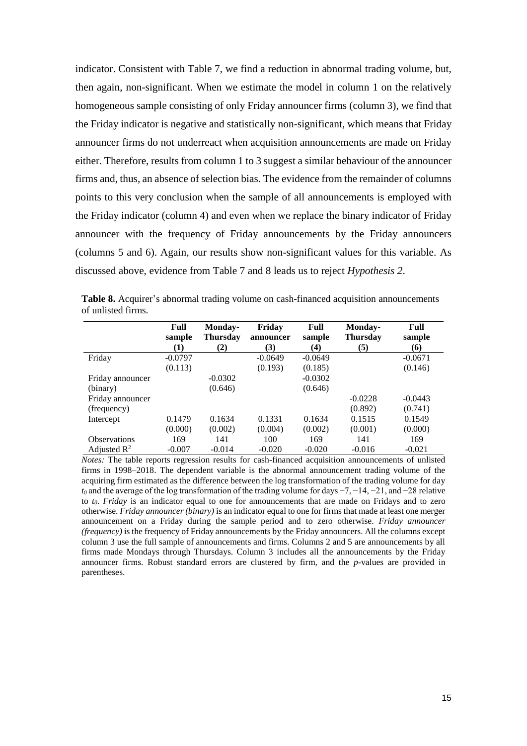indicator. Consistent with Table 7, we find a reduction in abnormal trading volume, but, then again, non-significant. When we estimate the model in column 1 on the relatively homogeneous sample consisting of only Friday announcer firms (column 3), we find that the Friday indicator is negative and statistically non-significant, which means that Friday announcer firms do not underreact when acquisition announcements are made on Friday either. Therefore, results from column 1 to 3 suggest a similar behaviour of the announcer firms and, thus, an absence of selection bias. The evidence from the remainder of columns points to this very conclusion when the sample of all announcements is employed with the Friday indicator (column 4) and even when we replace the binary indicator of Friday announcer with the frequency of Friday announcements by the Friday announcers (columns 5 and 6). Again, our results show non-significant values for this variable. As discussed above, evidence from Table 7 and 8 leads us to reject *Hypothesis 2*.

**Table 8.** Acquirer's abnormal trading volume on cash-financed acquisition announcements of unlisted firms.

| | **Full sample (1)** | **Monday-Thursday (2)** | **Friday announcer (3)** | **Full sample (4)** | **Monday-Thursday (5)** | **Full sample (6)** |
|---|---|---|---|---|---|---|
| Friday | -0.0797 | | -0.0649 | -0.0649 | | -0.0671 |
| | (0.113) | | (0.193) | (0.185) | | (0.146) |
| Friday announcer (binary) | | -0.0302 | | -0.0302 | | |
| | | (0.646) | | (0.646) | | |
| Friday announcer (frequency) | | | | | -0.0228 | -0.0443 |
| | | | | | (0.892) | (0.741) |
| Intercept | 0.1479 | 0.1634 | 0.1331 | 0.1634 | 0.1515 | 0.1549 |
| | (0.000) | (0.002) | (0.004) | (0.002) | (0.001) | (0.000) |
| Observations | 169 | 141 | 100 | 169 | 141 | 169 |
| Adjusted $R^2$ | -0.007 | -0.014 | -0.020 | -0.020 | -0.016 | -0.021 |

*Notes:* The table reports regression results for cash-financed acquisition announcements of unlisted firms in 1998–2018. The dependent variable is the abnormal announcement trading volume of the acquiring firm estimated as the difference between the log transformation of the trading volume for day $t_0$ and the average of the log transformation of the trading volume for days −7, −14, −21, and −28 relative to $t_0$. *Friday* is an indicator equal to one for announcements that are made on Fridays and to zero otherwise. *Friday announcer (binary)* is an indicator equal to one for firms that made at least one merger announcement on a Friday during the sample period and to zero otherwise. *Friday announcer (frequency)* is the frequency of Friday announcements by the Friday announcers. All the columns except column 3 use the full sample of announcements and firms. Columns 2 and 5 are announcements by all firms made Mondays through Thursdays. Column 3 includes all the announcements by the Friday announcer firms. Robust standard errors are clustered by firm, and the *p*-values are provided in parentheses.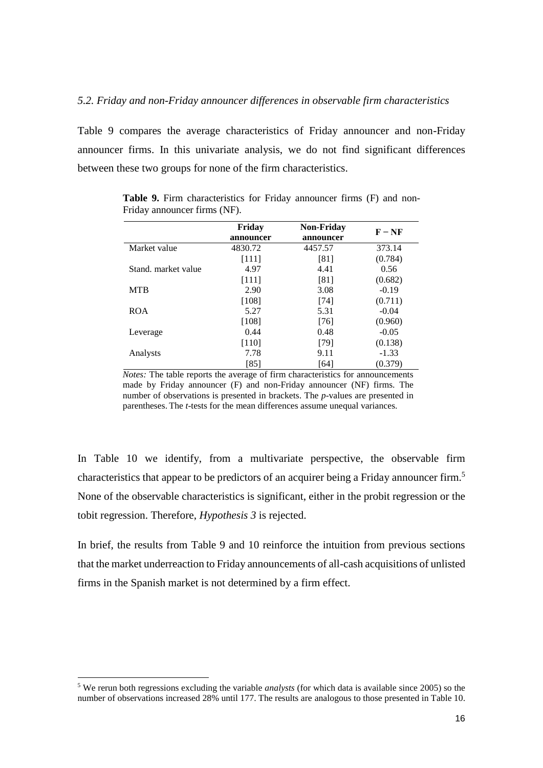*5.2. Friday and non-Friday announcer differences in observable firm characteristics*

Table 9 compares the average characteristics of Friday announcer and non-Friday announcer firms. In this univariate analysis, we do not find significant differences between these two groups for none of the firm characteristics.

**Table 9.** Firm characteristics for Friday announcer firms (F) and non-Friday announcer firms (NF).

| | Friday announcer | Non-Friday announcer | F − NF |
|---|---|---|---|
| Market value | 4830.72 | 4457.57 | 373.14 |
| | [111] | [81] | (0.784) |
| Stand. market value | 4.97 | 4.41 | 0.56 |
| | [111] | [81] | (0.682) |
| MTB | 2.90 | 3.08 | -0.19 |
| | [108] | [74] | (0.711) |
| ROA | 5.27 | 5.31 | -0.04 |
| | [108] | [76] | (0.960) |
| Leverage | 0.44 | 0.48 | -0.05 |
| | [110] | [79] | (0.138) |
| Analysts | 7.78 | 9.11 | -1.33 |
| | [85] | [64] | (0.379) |

*Notes:* The table reports the average of firm characteristics for announcements made by Friday announcer (F) and non-Friday announcer (NF) firms. The number of observations is presented in brackets. The *p*-values are presented in parentheses. The *t*-tests for the mean differences assume unequal variances.

In Table 10 we identify, from a multivariate perspective, the observable firm characteristics that appear to be predictors of an acquirer being a Friday announcer firm.[5] None of the observable characteristics is significant, either in the probit regression or the tobit regression. Therefore, *Hypothesis 3* is rejected.

In brief, the results from Table 9 and 10 reinforce the intuition from previous sections that the market underreaction to Friday announcements of all-cash acquisitions of unlisted firms in the Spanish market is not determined by a firm effect.

[5] We rerun both regressions excluding the variable *analysts* (for which data is available since 2005) so the number of observations increased 28% until 177. The results are analogous to those presented in Table 10.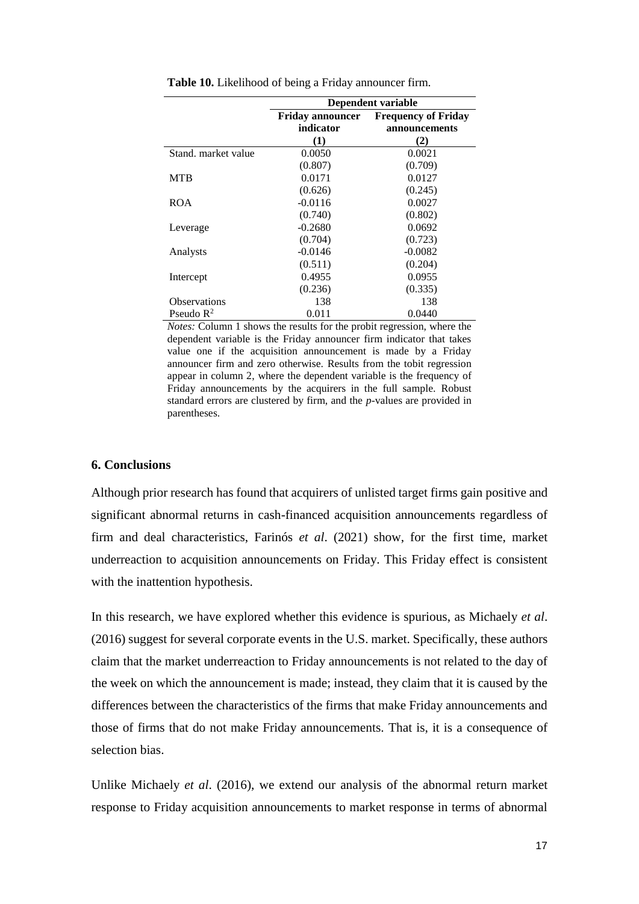**Table 10.** Likelihood of being a Friday announcer firm.

| | Dependent variable | |
|---|---|---|
| | **Friday announcer indicator** | **Frequency of Friday announcements** |
| | **(1)** | **(2)** |
| Stand. market value | 0.0050 | 0.0021 |
| | (0.807) | (0.709) |
| MTB | 0.0171 | 0.0127 |
| | (0.626) | (0.245) |
| ROA | -0.0116 | 0.0027 |
| | (0.740) | (0.802) |
| Leverage | -0.2680 | 0.0692 |
| | (0.704) | (0.723) |
| Analysts | -0.0146 | -0.0082 |
| | (0.511) | (0.204) |
| Intercept | 0.4955 | 0.0955 |
| | (0.236) | (0.335) |
| Observations | 138 | 138 |
| Pseudo $R^2$ | 0.011 | 0.0440 |

*Notes:* Column 1 shows the results for the probit regression, where the dependent variable is the Friday announcer firm indicator that takes value one if the acquisition announcement is made by a Friday announcer firm and zero otherwise. Results from the tobit regression appear in column 2, where the dependent variable is the frequency of Friday announcements by the acquirers in the full sample. Robust standard errors are clustered by firm, and the *p*-values are provided in parentheses.

## 6. Conclusions

Although prior research has found that acquirers of unlisted target firms gain positive and significant abnormal returns in cash-financed acquisition announcements regardless of firm and deal characteristics, Farinós *et al*. (2021) show, for the first time, market underreaction to acquisition announcements on Friday. This Friday effect is consistent with the inattention hypothesis.

In this research, we have explored whether this evidence is spurious, as Michaely *et al*. (2016) suggest for several corporate events in the U.S. market. Specifically, these authors claim that the market underreaction to Friday announcements is not related to the day of the week on which the announcement is made; instead, they claim that it is caused by the differences between the characteristics of the firms that make Friday announcements and those of firms that do not make Friday announcements. That is, it is a consequence of selection bias.

Unlike Michaely *et al*. (2016), we extend our analysis of the abnormal return market response to Friday acquisition announcements to market response in terms of abnormal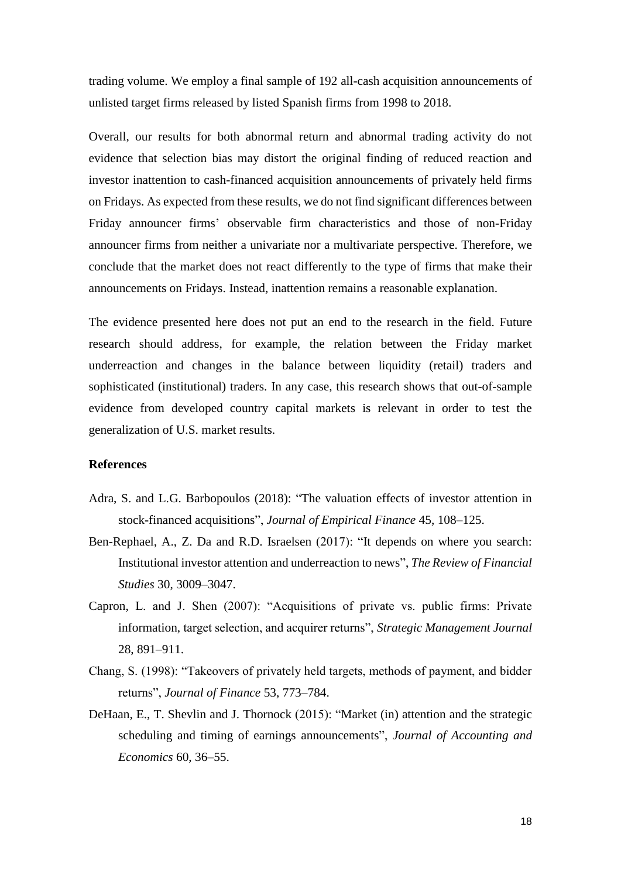trading volume. We employ a final sample of 192 all-cash acquisition announcements of unlisted target firms released by listed Spanish firms from 1998 to 2018.

Overall, our results for both abnormal return and abnormal trading activity do not evidence that selection bias may distort the original finding of reduced reaction and investor inattention to cash-financed acquisition announcements of privately held firms on Fridays. As expected from these results, we do not find significant differences between Friday announcer firms' observable firm characteristics and those of non-Friday announcer firms from neither a univariate nor a multivariate perspective. Therefore, we conclude that the market does not react differently to the type of firms that make their announcements on Fridays. Instead, inattention remains a reasonable explanation.

The evidence presented here does not put an end to the research in the field. Future research should address, for example, the relation between the Friday market underreaction and changes in the balance between liquidity (retail) traders and sophisticated (institutional) traders. In any case, this research shows that out-of-sample evidence from developed country capital markets is relevant in order to test the generalization of U.S. market results.

## References

Adra, S. and L.G. Barbopoulos (2018): "The valuation effects of investor attention in stock-financed acquisitions", *Journal of Empirical Finance* 45, 108–125.

Ben-Rephael, A., Z. Da and R.D. Israelsen (2017): "It depends on where you search: Institutional investor attention and underreaction to news", *The Review of Financial Studies* 30, 3009–3047.

Capron, L. and J. Shen (2007): "Acquisitions of private vs. public firms: Private information, target selection, and acquirer returns", *Strategic Management Journal* 28, 891–911.

Chang, S. (1998): "Takeovers of privately held targets, methods of payment, and bidder returns", *Journal of Finance* 53, 773–784.

DeHaan, E., T. Shevlin and J. Thornock (2015): "Market (in) attention and the strategic scheduling and timing of earnings announcements", *Journal of Accounting and Economics* 60, 36–55.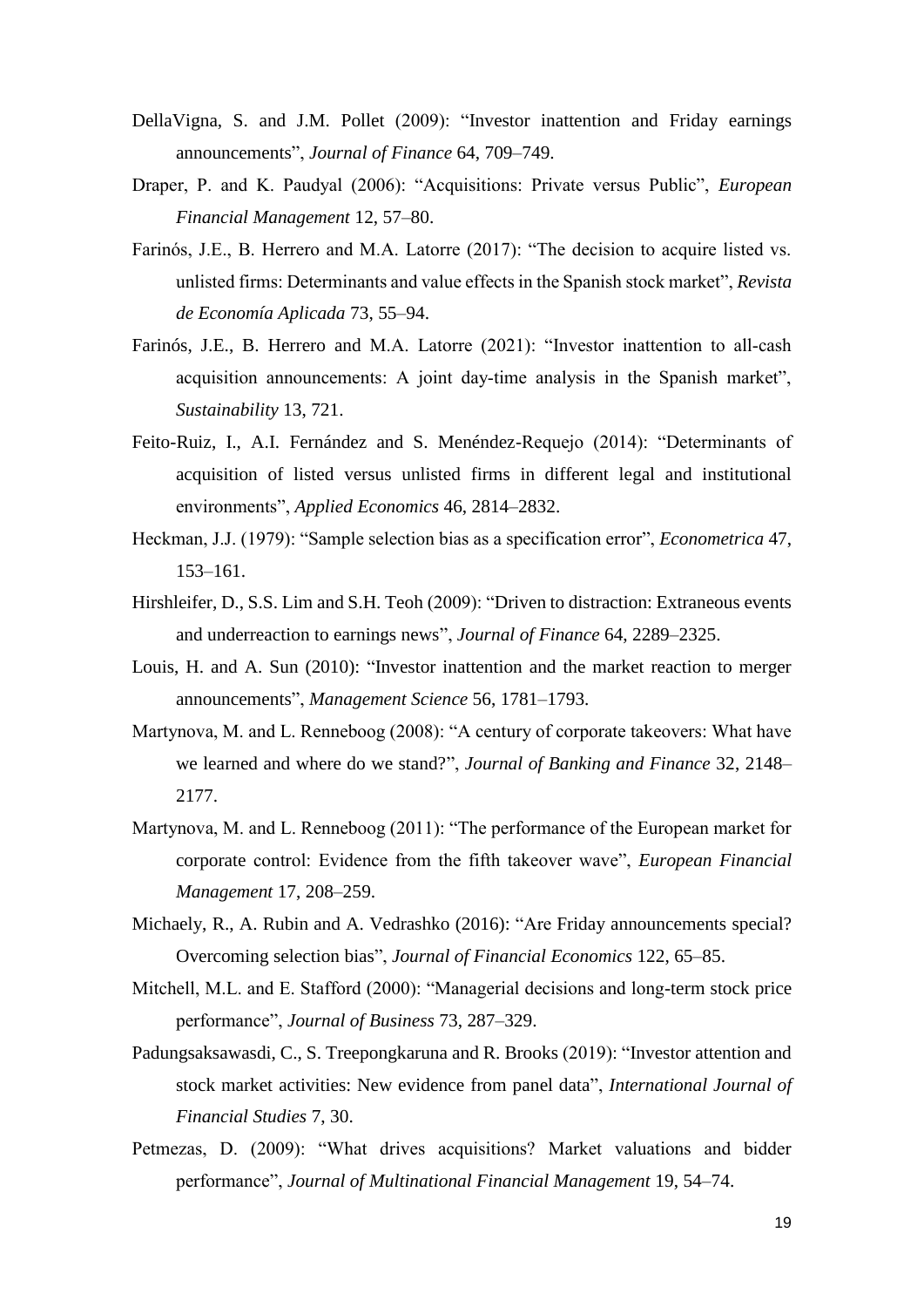DellaVigna, S. and J.M. Pollet (2009): "Investor inattention and Friday earnings announcements", *Journal of Finance* 64, 709–749.

Draper, P. and K. Paudyal (2006): "Acquisitions: Private versus Public", *European Financial Management* 12, 57–80.

Farinós, J.E., B. Herrero and M.A. Latorre (2017): "The decision to acquire listed vs. unlisted firms: Determinants and value effects in the Spanish stock market", *Revista de Economía Aplicada* 73, 55–94.

Farinós, J.E., B. Herrero and M.A. Latorre (2021): "Investor inattention to all-cash acquisition announcements: A joint day-time analysis in the Spanish market", *Sustainability* 13, 721.

Feito-Ruiz, I., A.I. Fernández and S. Menéndez-Requejo (2014): "Determinants of acquisition of listed versus unlisted firms in different legal and institutional environments", *Applied Economics* 46, 2814–2832.

Heckman, J.J. (1979): "Sample selection bias as a specification error", *Econometrica* 47, 153–161.

Hirshleifer, D., S.S. Lim and S.H. Teoh (2009): "Driven to distraction: Extraneous events and underreaction to earnings news", *Journal of Finance* 64, 2289–2325.

Louis, H. and A. Sun (2010): "Investor inattention and the market reaction to merger announcements", *Management Science* 56, 1781–1793.

Martynova, M. and L. Renneboog (2008): "A century of corporate takeovers: What have we learned and where do we stand?", *Journal of Banking and Finance* 32, 2148–2177.

Martynova, M. and L. Renneboog (2011): "The performance of the European market for corporate control: Evidence from the fifth takeover wave", *European Financial Management* 17, 208–259.

Michaely, R., A. Rubin and A. Vedrashko (2016): "Are Friday announcements special? Overcoming selection bias", *Journal of Financial Economics* 122, 65–85.

Mitchell, M.L. and E. Stafford (2000): "Managerial decisions and long-term stock price performance", *Journal of Business* 73, 287–329.

Padungsaksawasdi, C., S. Treepongkaruna and R. Brooks (2019): "Investor attention and stock market activities: New evidence from panel data", *International Journal of Financial Studies* 7, 30.

Petmezas, D. (2009): "What drives acquisitions? Market valuations and bidder performance", *Journal of Multinational Financial Management* 19, 54–74.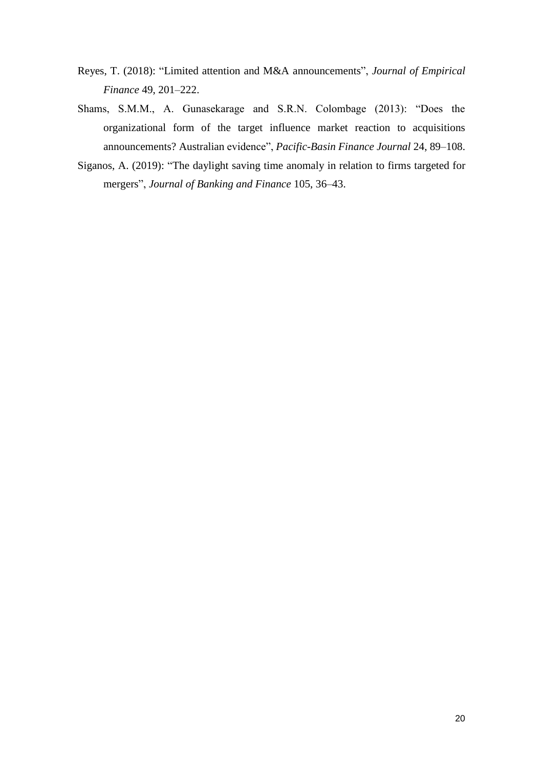Reyes, T. (2018): "Limited attention and M&A announcements", *Journal of Empirical Finance* 49, 201–222.

Shams, S.M.M., A. Gunasekarage and S.R.N. Colombage (2013): "Does the organizational form of the target influence market reaction to acquisitions announcements? Australian evidence", *Pacific-Basin Finance Journal* 24, 89–108.

Siganos, A. (2019): "The daylight saving time anomaly in relation to firms targeted for mergers", *Journal of Banking and Finance* 105, 36–43.